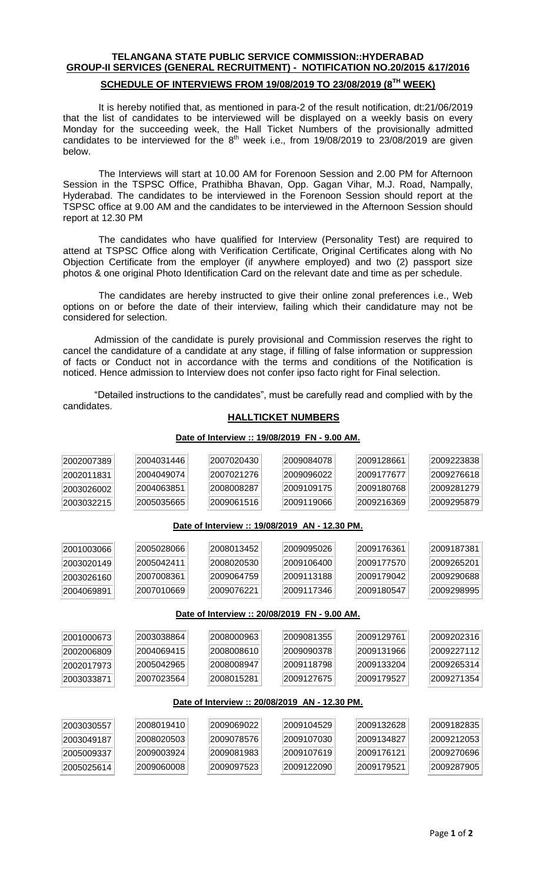**TELANGANA STATE PUBLIC SERVICE COMMISSION::HYDERABAD**
**GROUP-II SERVICES (GENERAL RECRUITMENT) - NOTIFICATION NO.20/2015 &17/2016**

**SCHEDULE OF INTERVIEWS FROM 19/08/2019 TO 23/08/2019 (8[TH] WEEK)**

It is hereby notified that, as mentioned in para-2 of the result notification, dt:21/06/2019 that the list of candidates to be interviewed will be displayed on a weekly basis on every Monday for the succeeding week, the Hall Ticket Numbers of the provisionally admitted candidates to be interviewed for the 8[th] week i.e., from 19/08/2019 to 23/08/2019 are given below.

The Interviews will start at 10.00 AM for Forenoon Session and 2.00 PM for Afternoon Session in the TSPSC Office, Prathibha Bhavan, Opp. Gagan Vihar, M.J. Road, Nampally, Hyderabad. The candidates to be interviewed in the Forenoon Session should report at the TSPSC office at 9.00 AM and the candidates to be interviewed in the Afternoon Session should report at 12.30 PM

The candidates who have qualified for Interview (Personality Test) are required to attend at TSPSC Office along with Verification Certificate, Original Certificates along with No Objection Certificate from the employer (if anywhere employed) and two (2) passport size photos & one original Photo Identification Card on the relevant date and time as per schedule.

The candidates are hereby instructed to give their online zonal preferences i.e., Web options on or before the date of their interview, failing which their candidature may not be considered for selection.

Admission of the candidate is purely provisional and Commission reserves the right to cancel the candidature of a candidate at any stage, if filling of false information or suppression of facts or Conduct not in accordance with the terms and conditions of the Notification is noticed. Hence admission to Interview does not confer ipso facto right for Final selection.

"Detailed instructions to the candidates", must be carefully read and complied with by the candidates.

**HALLTICKET NUMBERS**

**Date of Interview :: 19/08/2019 FN - 9.00 AM.**

| | | | | | |
|---|---|---|---|---|---|
| 2002007389 | 2004031446 | 2007020430 | 2009084078 | 2009128661 | 2009223838 |
| 2002011831 | 2004049074 | 2007021276 | 2009096022 | 2009177677 | 2009276618 |
| 2003026002 | 2004063851 | 2008008287 | 2009109175 | 2009180768 | 2009281279 |
| 2003032215 | 2005035665 | 2009061516 | 2009119066 | 2009216369 | 2009295879 |

**Date of Interview :: 19/08/2019 AN - 12.30 PM.**

| | | | | | |
|---|---|---|---|---|---|
| 2001003066 | 2005028066 | 2008013452 | 2009095026 | 2009176361 | 2009187381 |
| 2003020149 | 2005042411 | 2008020530 | 2009106400 | 2009177570 | 2009265201 |
| 2003026160 | 2007008361 | 2009064759 | 2009113188 | 2009179042 | 2009290688 |
| 2004069891 | 2007010669 | 2009076221 | 2009117346 | 2009180547 | 2009298995 |

**Date of Interview :: 20/08/2019 FN - 9.00 AM.**

| | | | | | |
|---|---|---|---|---|---|
| 2001000673 | 2003038864 | 2008000963 | 2009081355 | 2009129761 | 2009202316 |
| 2002006809 | 2004069415 | 2008008610 | 2009090378 | 2009131966 | 2009227112 |
| 2002017973 | 2005042965 | 2008008947 | 2009118798 | 2009133204 | 2009265314 |
| 2003033871 | 2007023564 | 2008015281 | 2009127675 | 2009179527 | 2009271354 |

**Date of Interview :: 20/08/2019 AN - 12.30 PM.**

| | | | | | |
|---|---|---|---|---|---|
| 2003030557 | 2008019410 | 2009069022 | 2009104529 | 2009132628 | 2009182835 |
| 2003049187 | 2008020503 | 2009078576 | 2009107030 | 2009134827 | 2009212053 |
| 2005009337 | 2009003924 | 2009081983 | 2009107619 | 2009176121 | 2009270696 |
| 2005025614 | 2009060008 | 2009097523 | 2009122090 | 2009179521 | 2009287905 |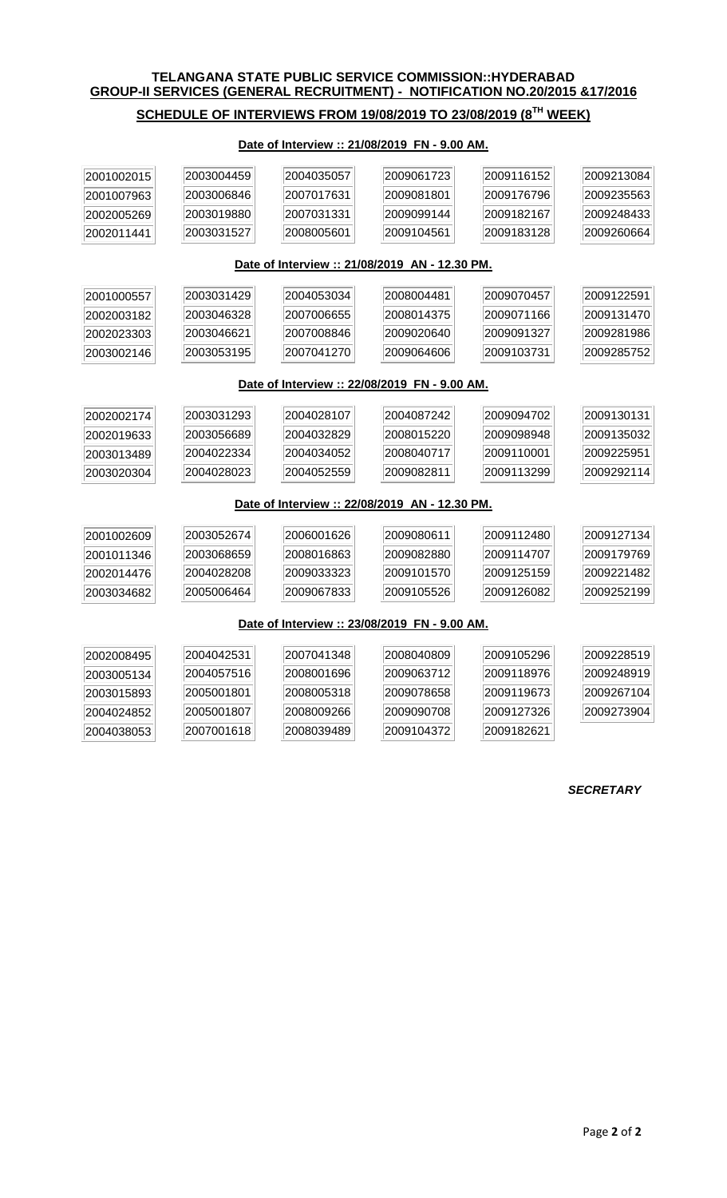**TELANGANA STATE PUBLIC SERVICE COMMISSION::HYDERABAD**
**GROUP-II SERVICES (GENERAL RECRUITMENT) - NOTIFICATION NO.20/2015 &17/2016**

**SCHEDULE OF INTERVIEWS FROM 19/08/2019 TO 23/08/2019 (8TH WEEK)**

**Date of Interview :: 21/08/2019 FN - 9.00 AM.**

| | | | | | |
|---|---|---|---|---|---|
| 2001002015 | 2003004459 | 2004035057 | 2009061723 | 2009116152 | 2009213084 |
| 2001007963 | 2003006846 | 2007017631 | 2009081801 | 2009176796 | 2009235563 |
| 2002005269 | 2003019880 | 2007031331 | 2009099144 | 2009182167 | 2009248433 |
| 2002011441 | 2003031527 | 2008005601 | 2009104561 | 2009183128 | 2009260664 |

**Date of Interview :: 21/08/2019 AN - 12.30 PM.**

| | | | | | |
|---|---|---|---|---|---|
| 2001000557 | 2003031429 | 2004053034 | 2008004481 | 2009070457 | 2009122591 |
| 2002003182 | 2003046328 | 2007006655 | 2008014375 | 2009071166 | 2009131470 |
| 2002023303 | 2003046621 | 2007008846 | 2009020640 | 2009091327 | 2009281986 |
| 2003002146 | 2003053195 | 2007041270 | 2009064606 | 2009103731 | 2009285752 |

**Date of Interview :: 22/08/2019 FN - 9.00 AM.**

| | | | | | |
|---|---|---|---|---|---|
| 2002002174 | 2003031293 | 2004028107 | 2004087242 | 2009094702 | 2009130131 |
| 2002019633 | 2003056689 | 2004032829 | 2008015220 | 2009098948 | 2009135032 |
| 2003013489 | 2004022334 | 2004034052 | 2008040717 | 2009110001 | 2009225951 |
| 2003020304 | 2004028023 | 2004052559 | 2009082811 | 2009113299 | 2009292114 |

**Date of Interview :: 22/08/2019 AN - 12.30 PM.**

| | | | | | |
|---|---|---|---|---|---|
| 2001002609 | 2003052674 | 2006001626 | 2009080611 | 2009112480 | 2009127134 |
| 2001011346 | 2003068659 | 2008016863 | 2009082880 | 2009114707 | 2009179769 |
| 2002014476 | 2004028208 | 2009033323 | 2009101570 | 2009125159 | 2009221482 |
| 2003034682 | 2005006464 | 2009067833 | 2009105526 | 2009126082 | 2009252199 |

**Date of Interview :: 23/08/2019 FN - 9.00 AM.**

| | | | | | |
|---|---|---|---|---|---|
| 2002008495 | 2004042531 | 2007041348 | 2008040809 | 2009105296 | 2009228519 |
| 2003005134 | 2004057516 | 2008001696 | 2009063712 | 2009118976 | 2009248919 |
| 2003015893 | 2005001801 | 2008005318 | 2009078658 | 2009119673 | 2009267104 |
| 2004024852 | 2005001807 | 2008009266 | 2009090708 | 2009127326 | 2009273904 |
| 2004038053 | 2007001618 | 2008039489 | 2009104372 | 2009182621 | |

***SECRETARY***